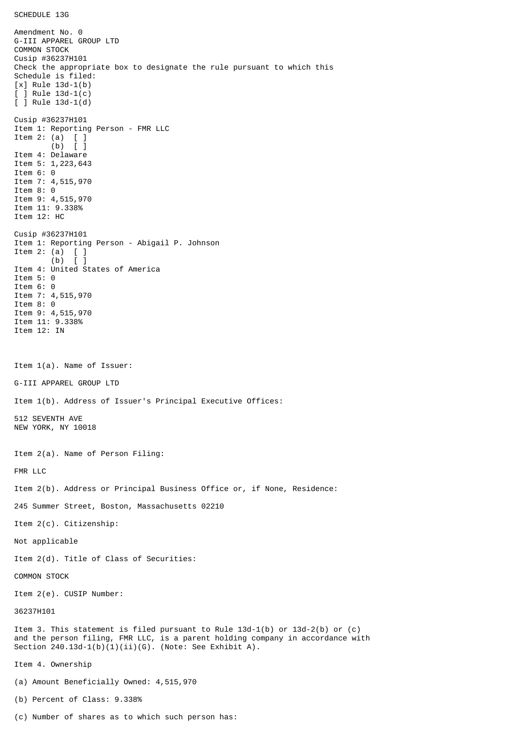SCHEDULE 13G

Amendment No. 0
G-III APPAREL GROUP LTD
COMMON STOCK
Cusip #36237H101
Check the appropriate box to designate the rule pursuant to which this Schedule is filed:
[x] Rule 13d-1(b)
[ ] Rule 13d-1(c)
[ ] Rule 13d-1(d)

Cusip #36237H101
Item 1: Reporting Person - FMR LLC
Item 2: (a) [ ]
(b) [ ]
Item 4: Delaware
Item 5: 1,223,643
Item 6: 0
Item 7: 4,515,970
Item 8: 0
Item 9: 4,515,970
Item 11: 9.338%
Item 12: HC

Cusip #36237H101
Item 1: Reporting Person - Abigail P. Johnson
Item 2: (a) [ ]
(b) [ ]
Item 4: United States of America
Item 5: 0
Item 6: 0
Item 7: 4,515,970
Item 8: 0
Item 9: 4,515,970
Item 11: 9.338%
Item 12: IN

Item 1(a). Name of Issuer:

G-III APPAREL GROUP LTD

Item 1(b). Address of Issuer's Principal Executive Offices:

512 SEVENTH AVE
NEW YORK, NY 10018

Item 2(a). Name of Person Filing:

FMR LLC

Item 2(b). Address or Principal Business Office or, if None, Residence:

245 Summer Street, Boston, Massachusetts 02210

Item 2(c). Citizenship:

Not applicable

Item 2(d). Title of Class of Securities:

COMMON STOCK

Item 2(e). CUSIP Number:

36237H101

Item 3. This statement is filed pursuant to Rule 13d-1(b) or 13d-2(b) or (c) and the person filing, FMR LLC, is a parent holding company in accordance with Section 240.13d-1(b)(1)(ii)(G). (Note: See Exhibit A).

Item 4. Ownership

(a) Amount Beneficially Owned: 4,515,970

(b) Percent of Class: 9.338%

(c) Number of shares as to which such person has: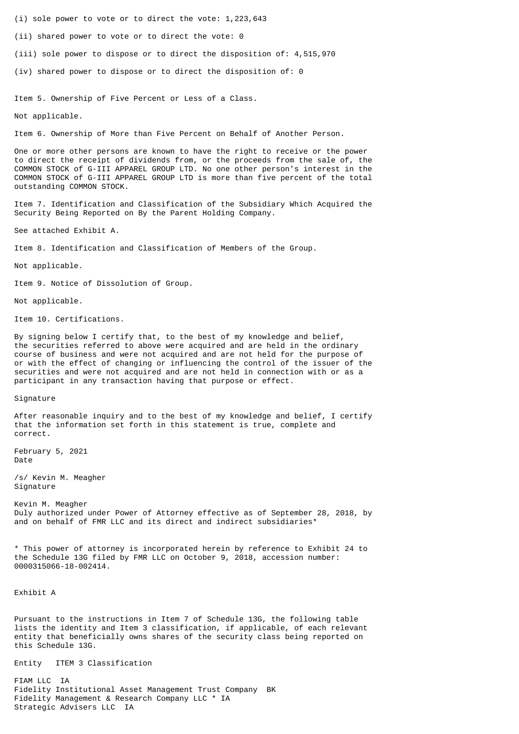(i) sole power to vote or to direct the vote: 1,223,643

(ii) shared power to vote or to direct the vote: 0

(iii) sole power to dispose or to direct the disposition of: 4,515,970

(iv) shared power to dispose or to direct the disposition of: 0

Item 5. Ownership of Five Percent or Less of a Class.

Not applicable.

Item 6. Ownership of More than Five Percent on Behalf of Another Person.

One or more other persons are known to have the right to receive or the power to direct the receipt of dividends from, or the proceeds from the sale of, the COMMON STOCK of G-III APPAREL GROUP LTD. No one other person's interest in the COMMON STOCK of G-III APPAREL GROUP LTD is more than five percent of the total outstanding COMMON STOCK.

Item 7. Identification and Classification of the Subsidiary Which Acquired the Security Being Reported on By the Parent Holding Company.

See attached Exhibit A.

Item 8. Identification and Classification of Members of the Group.

Not applicable.

Item 9. Notice of Dissolution of Group.

Not applicable.

Item 10. Certifications.

By signing below I certify that, to the best of my knowledge and belief, the securities referred to above were acquired and are held in the ordinary course of business and were not acquired and are not held for the purpose of or with the effect of changing or influencing the control of the issuer of the securities and were not acquired and are not held in connection with or as a participant in any transaction having that purpose or effect.

Signature

After reasonable inquiry and to the best of my knowledge and belief, I certify that the information set forth in this statement is true, complete and correct.

February 5, 2021
Date

/s/ Kevin M. Meagher
Signature

Kevin M. Meagher
Duly authorized under Power of Attorney effective as of September 28, 2018, by and on behalf of FMR LLC and its direct and indirect subsidiaries*

* This power of attorney is incorporated herein by reference to Exhibit 24 to the Schedule 13G filed by FMR LLC on October 9, 2018, accession number: 0000315066-18-002414.

Exhibit A

Pursuant to the instructions in Item 7 of Schedule 13G, the following table lists the identity and Item 3 classification, if applicable, of each relevant entity that beneficially owns shares of the security class being reported on this Schedule 13G.

| Entity | ITEM 3 Classification |
|---|---|
| FIAM LLC | IA |
| Fidelity Institutional Asset Management Trust Company | BK |
| Fidelity Management & Research Company LLC * | IA |
| Strategic Advisers LLC | IA |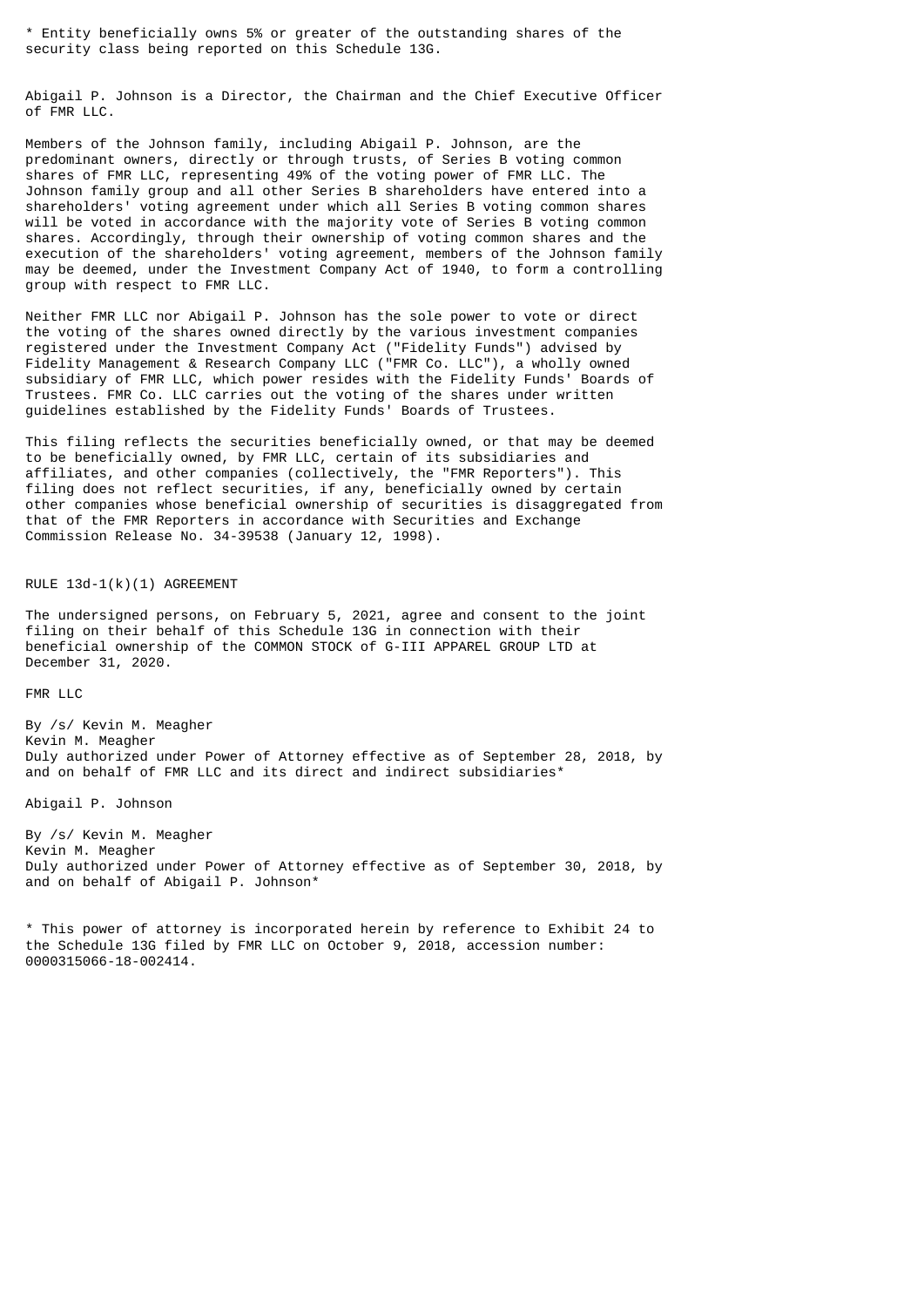* Entity beneficially owns 5% or greater of the outstanding shares of the security class being reported on this Schedule 13G.

Abigail P. Johnson is a Director, the Chairman and the Chief Executive Officer of FMR LLC.

Members of the Johnson family, including Abigail P. Johnson, are the predominant owners, directly or through trusts, of Series B voting common shares of FMR LLC, representing 49% of the voting power of FMR LLC. The Johnson family group and all other Series B shareholders have entered into a shareholders' voting agreement under which all Series B voting common shares will be voted in accordance with the majority vote of Series B voting common shares. Accordingly, through their ownership of voting common shares and the execution of the shareholders' voting agreement, members of the Johnson family may be deemed, under the Investment Company Act of 1940, to form a controlling group with respect to FMR LLC.

Neither FMR LLC nor Abigail P. Johnson has the sole power to vote or direct the voting of the shares owned directly by the various investment companies registered under the Investment Company Act ("Fidelity Funds") advised by Fidelity Management & Research Company LLC ("FMR Co. LLC"), a wholly owned subsidiary of FMR LLC, which power resides with the Fidelity Funds' Boards of Trustees. FMR Co. LLC carries out the voting of the shares under written guidelines established by the Fidelity Funds' Boards of Trustees.

This filing reflects the securities beneficially owned, or that may be deemed to be beneficially owned, by FMR LLC, certain of its subsidiaries and affiliates, and other companies (collectively, the "FMR Reporters"). This filing does not reflect securities, if any, beneficially owned by certain other companies whose beneficial ownership of securities is disaggregated from that of the FMR Reporters in accordance with Securities and Exchange Commission Release No. 34-39538 (January 12, 1998).

RULE 13d-1(k)(1) AGREEMENT

The undersigned persons, on February 5, 2021, agree and consent to the joint filing on their behalf of this Schedule 13G in connection with their beneficial ownership of the COMMON STOCK of G-III APPAREL GROUP LTD at December 31, 2020.

FMR LLC

By /s/ Kevin M. Meagher
Kevin M. Meagher
Duly authorized under Power of Attorney effective as of September 28, 2018, by and on behalf of FMR LLC and its direct and indirect subsidiaries*

Abigail P. Johnson

By /s/ Kevin M. Meagher
Kevin M. Meagher
Duly authorized under Power of Attorney effective as of September 30, 2018, by and on behalf of Abigail P. Johnson*

* This power of attorney is incorporated herein by reference to Exhibit 24 to the Schedule 13G filed by FMR LLC on October 9, 2018, accession number: 0000315066-18-002414.